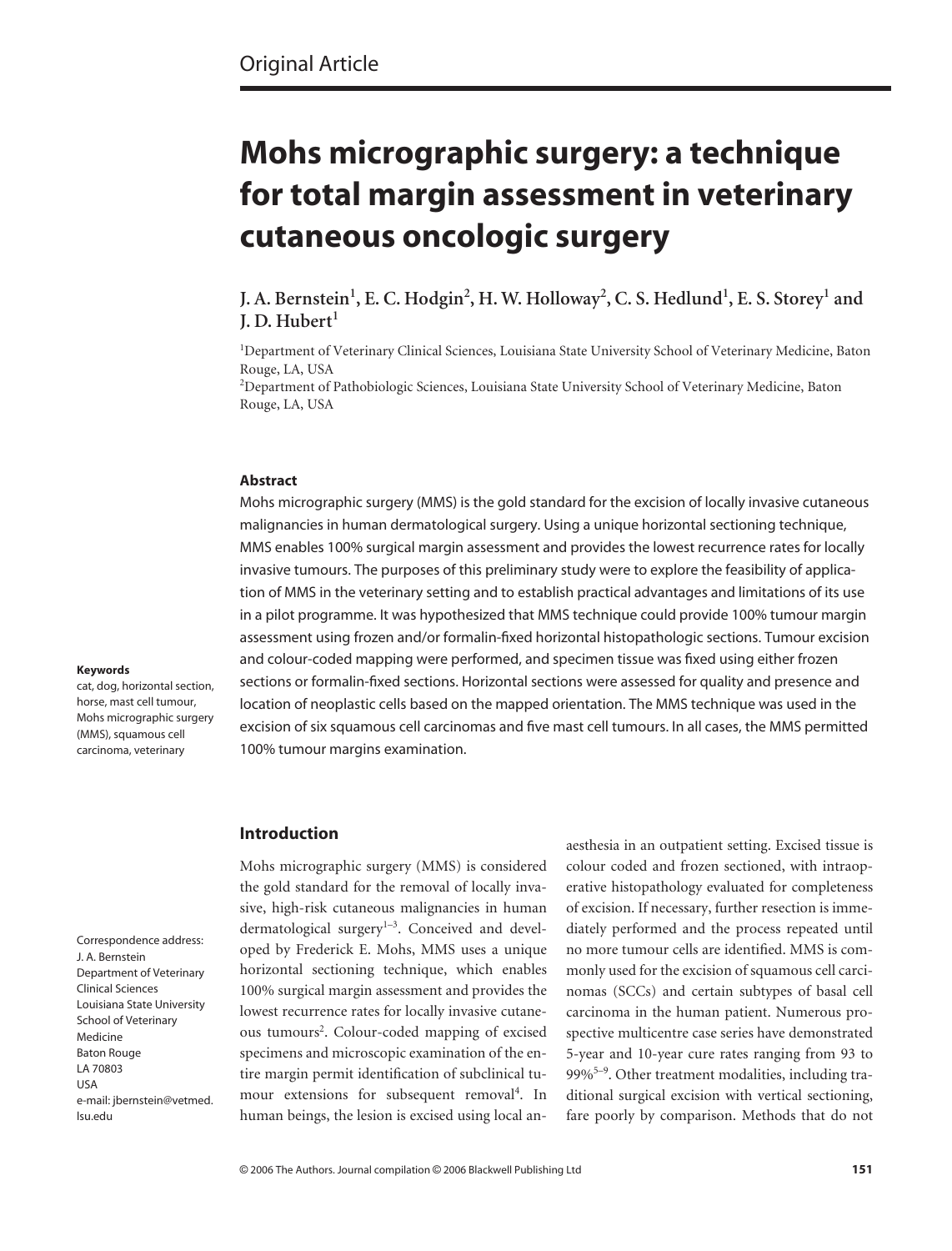Original Article

# Mohs micrographic surgery: a technique for total margin assessment in veterinary cutaneous oncologic surgery

**J. A. Bernstein[1], E. C. Hodgin[2], H. W. Holloway[2], C. S. Hedlund[1], E. S. Storey[1] and J. D. Hubert[1]**

[1]Department of Veterinary Clinical Sciences, Louisiana State University School of Veterinary Medicine, Baton Rouge, LA, USA

[2]Department of Pathobiologic Sciences, Louisiana State University School of Veterinary Medicine, Baton Rouge, LA, USA

### Abstract

Mohs micrographic surgery (MMS) is the gold standard for the excision of locally invasive cutaneous malignancies in human dermatological surgery. Using a unique horizontal sectioning technique, MMS enables 100% surgical margin assessment and provides the lowest recurrence rates for locally invasive tumours. The purposes of this preliminary study were to explore the feasibility of application of MMS in the veterinary setting and to establish practical advantages and limitations of its use in a pilot programme. It was hypothesized that MMS technique could provide 100% tumour margin assessment using frozen and/or formalin-fixed horizontal histopathologic sections. Tumour excision and colour-coded mapping were performed, and specimen tissue was fixed using either frozen sections or formalin-fixed sections. Horizontal sections were assessed for quality and presence and location of neoplastic cells based on the mapped orientation. The MMS technique was used in the excision of six squamous cell carcinomas and five mast cell tumours. In all cases, the MMS permitted 100% tumour margins examination.

**Keywords**
cat, dog, horizontal section, horse, mast cell tumour, Mohs micrographic surgery (MMS), squamous cell carcinoma, veterinary

Correspondence address:
J. A. Bernstein
Department of Veterinary Clinical Sciences
Louisiana State University
School of Veterinary Medicine
Baton Rouge
LA 70803
USA
e-mail: jbernstein@vetmed.lsu.edu

## Introduction

Mohs micrographic surgery (MMS) is considered the gold standard for the removal of locally invasive, high-risk cutaneous malignancies in human dermatological surgery[1–3]. Conceived and developed by Frederick E. Mohs, MMS uses a unique horizontal sectioning technique, which enables 100% surgical margin assessment and provides the lowest recurrence rates for locally invasive tumours[2]. Colour-coded mapping of excised specimens and microscopic examination of the entire margin permit identification of subclinical tumour extensions for subsequent removal[4]. In human beings, the lesion is excised using local anaesthesia in an outpatient setting. Excised tissue is colour coded and frozen sectioned, with intraoperative histopathology evaluated for completeness of excision. If necessary, further resection is immediately performed and the process repeated until no more tumour cells are identified. MMS is commonly used for the excision of squamous cell carcinomas (SCCs) and certain subtypes of basal cell carcinoma in the human patient. Numerous prospective multicentre case series have demonstrated 5-year and 10-year cure rates ranging from 93 to 99%[5–9]. Other treatment modalities, including traditional surgical excision with vertical sectioning, fare poorly by comparison. Methods that do not

© 2006 The Authors. Journal compilation © 2006 Blackwell Publishing Ltd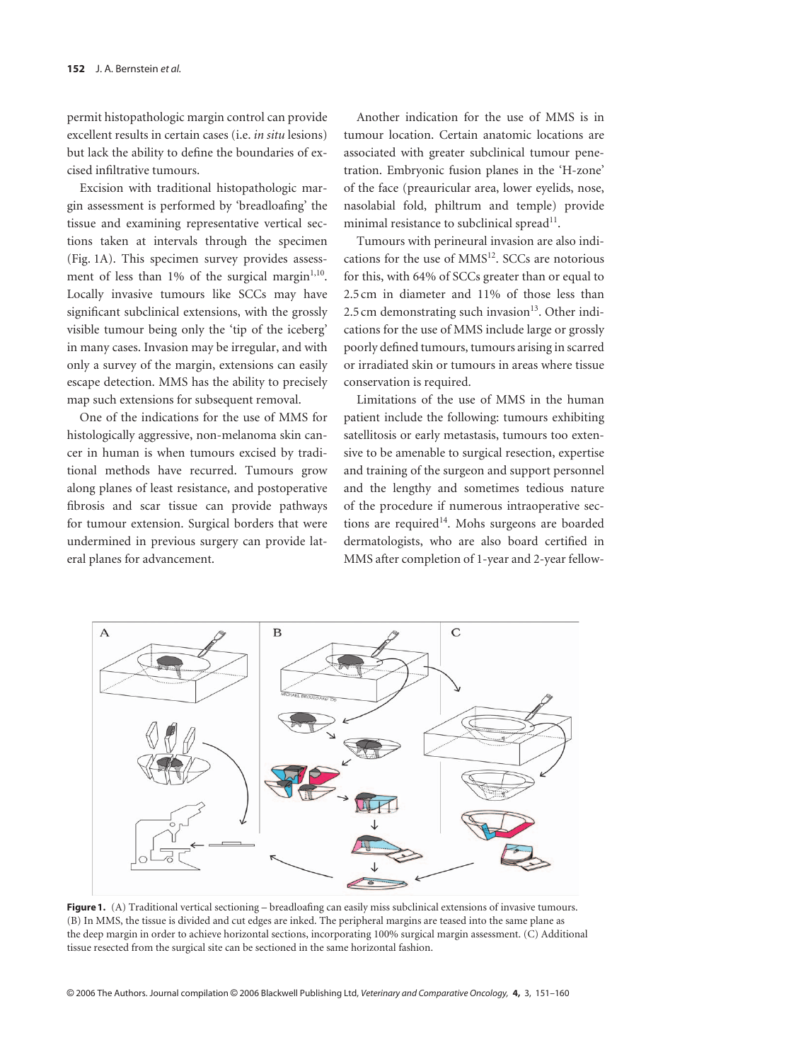permit histopathologic margin control can provide excellent results in certain cases (i.e. *in situ* lesions) but lack the ability to define the boundaries of excised infiltrative tumours.

Excision with traditional histopathologic margin assessment is performed by 'breadloafing' the tissue and examining representative vertical sections taken at intervals through the specimen (Fig. 1A). This specimen survey provides assessment of less than 1% of the surgical margin[1,10]. Locally invasive tumours like SCCs may have significant subclinical extensions, with the grossly visible tumour being only the 'tip of the iceberg' in many cases. Invasion may be irregular, and with only a survey of the margin, extensions can easily escape detection. MMS has the ability to precisely map such extensions for subsequent removal.

One of the indications for the use of MMS for histologically aggressive, non-melanoma skin cancer in human is when tumours excised by traditional methods have recurred. Tumours grow along planes of least resistance, and postoperative fibrosis and scar tissue can provide pathways for tumour extension. Surgical borders that were undermined in previous surgery can provide lateral planes for advancement.

Another indication for the use of MMS is in tumour location. Certain anatomic locations are associated with greater subclinical tumour penetration. Embryonic fusion planes in the 'H-zone' of the face (preauricular area, lower eyelids, nose, nasolabial fold, philtrum and temple) provide minimal resistance to subclinical spread[11].

Tumours with perineural invasion are also indications for the use of MMS[12]. SCCs are notorious for this, with 64% of SCCs greater than or equal to 2.5 cm in diameter and 11% of those less than 2.5 cm demonstrating such invasion[13]. Other indications for the use of MMS include large or grossly poorly defined tumours, tumours arising in scarred or irradiated skin or tumours in areas where tissue conservation is required.

Limitations of the use of MMS in the human patient include the following: tumours exhibiting satellitosis or early metastasis, tumours too extensive to be amenable to surgical resection, expertise and training of the surgeon and support personnel and the lengthy and sometimes tedious nature of the procedure if numerous intraoperative sections are required[14]. Mohs surgeons are boarded dermatologists, who are also board certified in MMS after completion of 1-year and 2-year fellow-

**Figure 1.** (A) Traditional vertical sectioning – breadloafing can easily miss subclinical extensions of invasive tumours. (B) In MMS, the tissue is divided and cut edges are inked. The peripheral margins are teased into the same plane as the deep margin in order to achieve horizontal sections, incorporating 100% surgical margin assessment. (C) Additional tissue resected from the surgical site can be sectioned in the same horizontal fashion.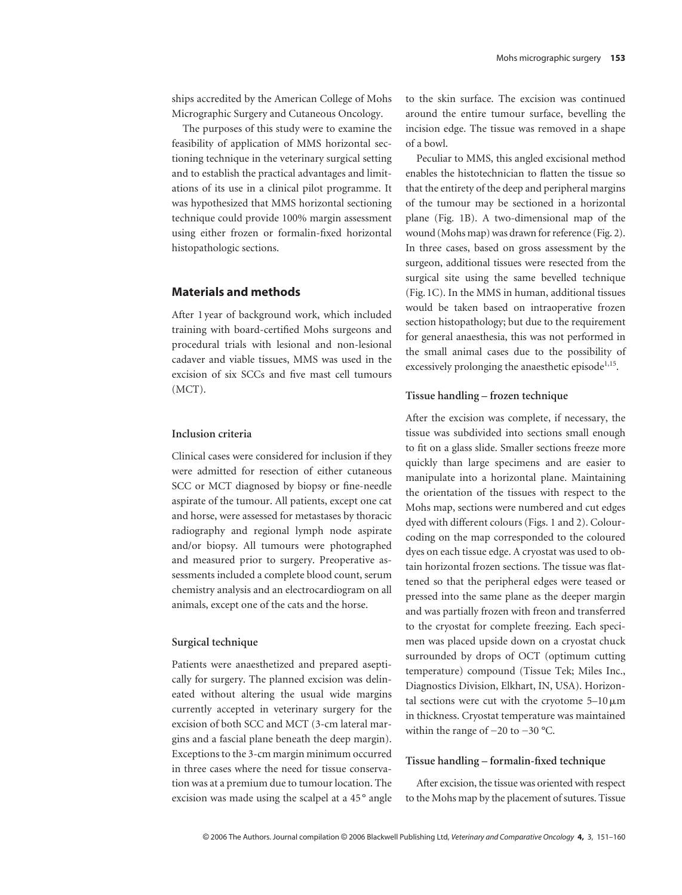ships accredited by the American College of Mohs Micrographic Surgery and Cutaneous Oncology.

The purposes of this study were to examine the feasibility of application of MMS horizontal sectioning technique in the veterinary surgical setting and to establish the practical advantages and limitations of its use in a clinical pilot programme. It was hypothesized that MMS horizontal sectioning technique could provide 100% margin assessment using either frozen or formalin-fixed horizontal histopathologic sections.

## Materials and methods

After 1 year of background work, which included training with board-certified Mohs surgeons and procedural trials with lesional and non-lesional cadaver and viable tissues, MMS was used in the excision of six SCCs and five mast cell tumours (MCT).

### Inclusion criteria

Clinical cases were considered for inclusion if they were admitted for resection of either cutaneous SCC or MCT diagnosed by biopsy or fine-needle aspirate of the tumour. All patients, except one cat and horse, were assessed for metastases by thoracic radiography and regional lymph node aspirate and/or biopsy. All tumours were photographed and measured prior to surgery. Preoperative assessments included a complete blood count, serum chemistry analysis and an electrocardiogram on all animals, except one of the cats and the horse.

### Surgical technique

Patients were anaesthetized and prepared aseptically for surgery. The planned excision was delineated without altering the usual wide margins currently accepted in veterinary surgery for the excision of both SCC and MCT (3-cm lateral margins and a fascial plane beneath the deep margin). Exceptions to the 3-cm margin minimum occurred in three cases where the need for tissue conservation was at a premium due to tumour location. The excision was made using the scalpel at a 45° angle to the skin surface. The excision was continued around the entire tumour surface, bevelling the incision edge. The tissue was removed in a shape of a bowl.

Peculiar to MMS, this angled excisional method enables the histotechnician to flatten the tissue so that the entirety of the deep and peripheral margins of the tumour may be sectioned in a horizontal plane (Fig. 1B). A two-dimensional map of the wound (Mohs map) was drawn for reference (Fig. 2). In three cases, based on gross assessment by the surgeon, additional tissues were resected from the surgical site using the same bevelled technique (Fig. 1C). In the MMS in human, additional tissues would be taken based on intraoperative frozen section histopathology; but due to the requirement for general anaesthesia, this was not performed in the small animal cases due to the possibility of excessively prolonging the anaesthetic episode[1,15].

### Tissue handling – frozen technique

After the excision was complete, if necessary, the tissue was subdivided into sections small enough to fit on a glass slide. Smaller sections freeze more quickly than large specimens and are easier to manipulate into a horizontal plane. Maintaining the orientation of the tissues with respect to the Mohs map, sections were numbered and cut edges dyed with different colours (Figs. 1 and 2). Colour-coding on the map corresponded to the coloured dyes on each tissue edge. A cryostat was used to obtain horizontal frozen sections. The tissue was flattened so that the peripheral edges were teased or pressed into the same plane as the deeper margin and was partially frozen with freon and transferred to the cryostat for complete freezing. Each specimen was placed upside down on a cryostat chuck surrounded by drops of OCT (optimum cutting temperature) compound (Tissue Tek; Miles Inc., Diagnostics Division, Elkhart, IN, USA). Horizontal sections were cut with the cryotome 5–10 μm in thickness. Cryostat temperature was maintained within the range of −20 to −30 °C.

### Tissue handling – formalin-fixed technique

After excision, the tissue was oriented with respect to the Mohs map by the placement of sutures. Tissue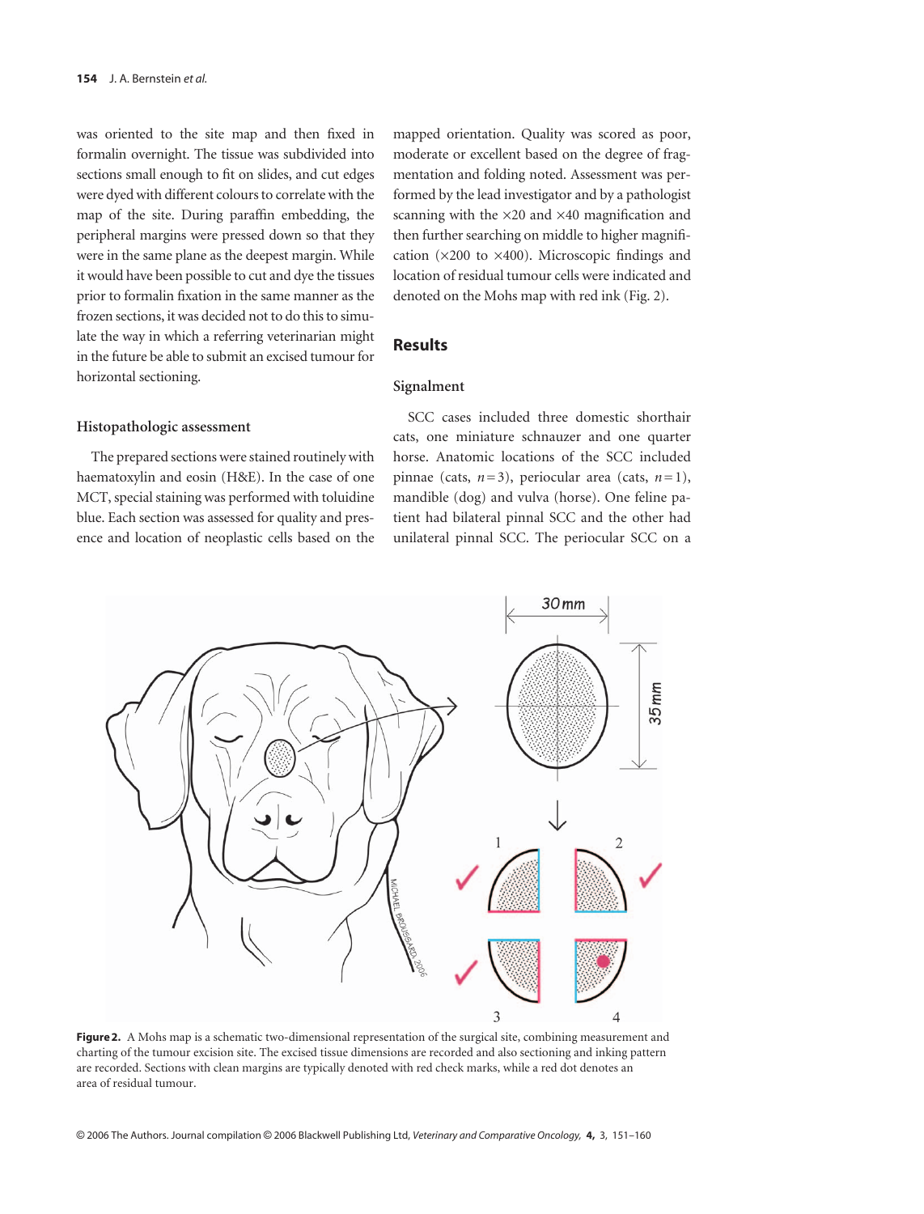was oriented to the site map and then fixed in formalin overnight. The tissue was subdivided into sections small enough to fit on slides, and cut edges were dyed with different colours to correlate with the map of the site. During paraffin embedding, the peripheral margins were pressed down so that they were in the same plane as the deepest margin. While it would have been possible to cut and dye the tissues prior to formalin fixation in the same manner as the frozen sections, it was decided not to do this to simulate the way in which a referring veterinarian might in the future be able to submit an excised tumour for horizontal sectioning.

### Histopathologic assessment

The prepared sections were stained routinely with haematoxylin and eosin (H&E). In the case of one MCT, special staining was performed with toluidine blue. Each section was assessed for quality and presence and location of neoplastic cells based on the mapped orientation. Quality was scored as poor, moderate or excellent based on the degree of fragmentation and folding noted. Assessment was performed by the lead investigator and by a pathologist scanning with the ×20 and ×40 magnification and then further searching on middle to higher magnification (×200 to ×400). Microscopic findings and location of residual tumour cells were indicated and denoted on the Mohs map with red ink (Fig. 2).

## Results

### Signalment

SCC cases included three domestic shorthair cats, one miniature schnauzer and one quarter horse. Anatomic locations of the SCC included pinnae (cats, $n = 3$), periocular area (cats, $n = 1$), mandible (dog) and vulva (horse). One feline patient had bilateral pinnal SCC and the other had unilateral pinnal SCC. The periocular SCC on a

**Figure 2.** A Mohs map is a schematic two-dimensional representation of the surgical site, combining measurement and charting of the tumour excision site. The excised tissue dimensions are recorded and also sectioning and inking pattern are recorded. Sections with clean margins are typically denoted with red check marks, while a red dot denotes an area of residual tumour.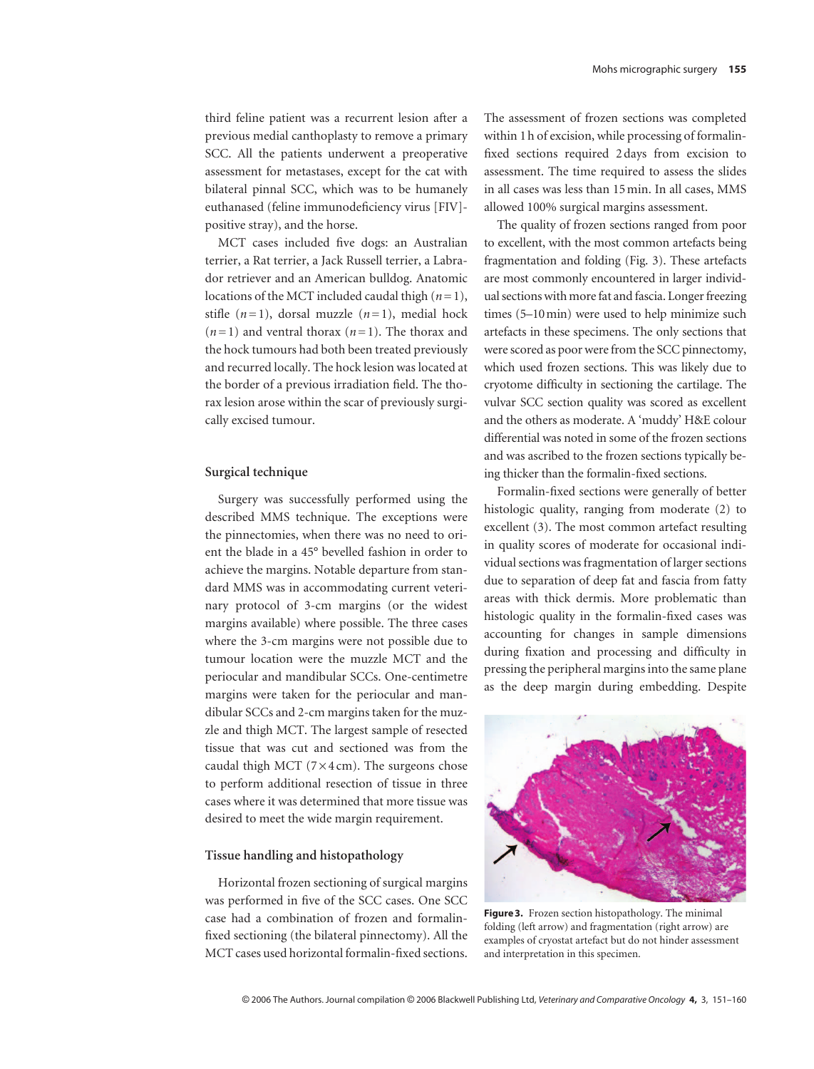third feline patient was a recurrent lesion after a previous medial canthoplasty to remove a primary SCC. All the patients underwent a preoperative assessment for metastases, except for the cat with bilateral pinnal SCC, which was to be humanely euthanased (feline immunodeficiency virus [FIV]-positive stray), and the horse.

MCT cases included five dogs: an Australian terrier, a Rat terrier, a Jack Russell terrier, a Labrador retriever and an American bulldog. Anatomic locations of the MCT included caudal thigh ($n = 1$), stifle ($n = 1$), dorsal muzzle ($n = 1$), medial hock ($n = 1$) and ventral thorax ($n = 1$). The thorax and the hock tumours had both been treated previously and recurred locally. The hock lesion was located at the border of a previous irradiation field. The thorax lesion arose within the scar of previously surgically excised tumour.

### Surgical technique

Surgery was successfully performed using the described MMS technique. The exceptions were the pinnectomies, when there was no need to orient the blade in a 45° bevelled fashion in order to achieve the margins. Notable departure from standard MMS was in accommodating current veterinary protocol of 3-cm margins (or the widest margins available) where possible. The three cases where the 3-cm margins were not possible due to tumour location were the muzzle MCT and the periocular and mandibular SCCs. One-centimetre margins were taken for the periocular and mandibular SCCs and 2-cm margins taken for the muzzle and thigh MCT. The largest sample of resected tissue that was cut and sectioned was from the caudal thigh MCT (7 × 4 cm). The surgeons chose to perform additional resection of tissue in three cases where it was determined that more tissue was desired to meet the wide margin requirement.

### Tissue handling and histopathology

Horizontal frozen sectioning of surgical margins was performed in five of the SCC cases. One SCC case had a combination of frozen and formalin-fixed sectioning (the bilateral pinnectomy). All the MCT cases used horizontal formalin-fixed sections. The assessment of frozen sections was completed within 1 h of excision, while processing of formalin-fixed sections required 2 days from excision to assessment. The time required to assess the slides in all cases was less than 15 min. In all cases, MMS allowed 100% surgical margins assessment.

The quality of frozen sections ranged from poor to excellent, with the most common artefacts being fragmentation and folding (Fig. 3). These artefacts are most commonly encountered in larger individual sections with more fat and fascia. Longer freezing times (5–10 min) were used to help minimize such artefacts in these specimens. The only sections that were scored as poor were from the SCC pinnectomy, which used frozen sections. This was likely due to cryotome difficulty in sectioning the cartilage. The vulvar SCC section quality was scored as excellent and the others as moderate. A 'muddy' H&E colour differential was noted in some of the frozen sections and was ascribed to the frozen sections typically being thicker than the formalin-fixed sections.

Formalin-fixed sections were generally of better histologic quality, ranging from moderate (2) to excellent (3). The most common artefact resulting in quality scores of moderate for occasional individual sections was fragmentation of larger sections due to separation of deep fat and fascia from fatty areas with thick dermis. More problematic than histologic quality in the formalin-fixed cases was accounting for changes in sample dimensions during fixation and processing and difficulty in pressing the peripheral margins into the same plane as the deep margin during embedding. Despite

**Figure 3.** Frozen section histopathology. The minimal folding (left arrow) and fragmentation (right arrow) are examples of cryostat artefact but do not hinder assessment and interpretation in this specimen.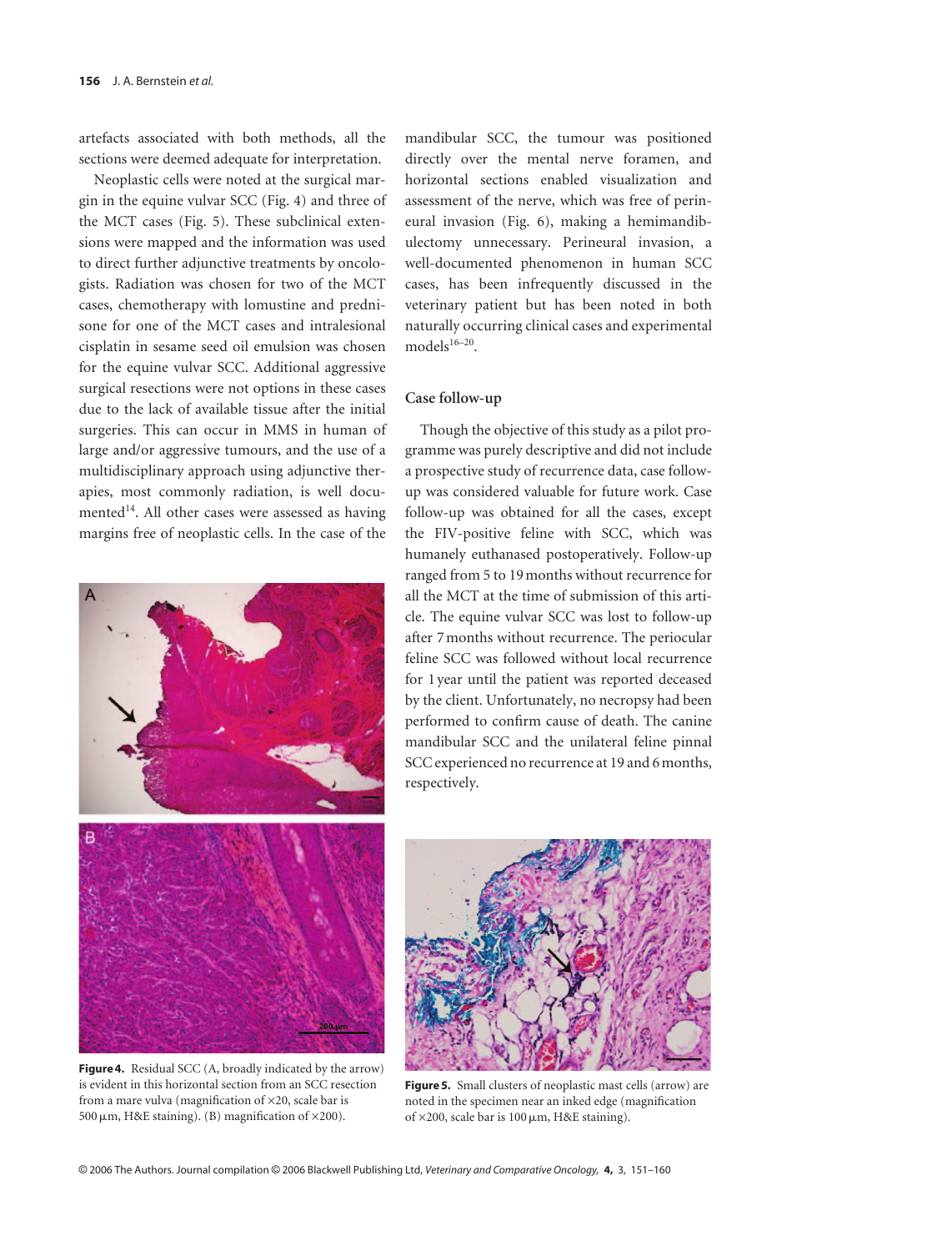artefacts associated with both methods, all the sections were deemed adequate for interpretation.

Neoplastic cells were noted at the surgical margin in the equine vulvar SCC (Fig. 4) and three of the MCT cases (Fig. 5). These subclinical extensions were mapped and the information was used to direct further adjunctive treatments by oncologists. Radiation was chosen for two of the MCT cases, chemotherapy with lomustine and prednisone for one of the MCT cases and intralesional cisplatin in sesame seed oil emulsion was chosen for the equine vulvar SCC. Additional aggressive surgical resections were not options in these cases due to the lack of available tissue after the initial surgeries. This can occur in MMS in human of large and/or aggressive tumours, and the use of a multidisciplinary approach using adjunctive therapies, most commonly radiation, is well documented[14]. All other cases were assessed as having margins free of neoplastic cells. In the case of the mandibular SCC, the tumour was positioned directly over the mental nerve foramen, and horizontal sections enabled visualization and assessment of the nerve, which was free of perineural invasion (Fig. 6), making a hemimandibulectomy unnecessary. Perineural invasion, a well-documented phenomenon in human SCC cases, has been infrequently discussed in the veterinary patient but has been noted in both naturally occurring clinical cases and experimental models[16–20].

**Figure 4.** Residual SCC (A, broadly indicated by the arrow) is evident in this horizontal section from an SCC resection from a mare vulva (magnification of ×20, scale bar is 500 μm, H&E staining). (B) magnification of ×200).

## Case follow-up

Though the objective of this study as a pilot programme was purely descriptive and did not include a prospective study of recurrence data, case follow-up was considered valuable for future work. Case follow-up was obtained for all the cases, except the FIV-positive feline with SCC, which was humanely euthanased postoperatively. Follow-up ranged from 5 to 19 months without recurrence for all the MCT at the time of submission of this article. The equine vulvar SCC was lost to follow-up after 7 months without recurrence. The periocular feline SCC was followed without local recurrence for 1 year until the patient was reported deceased by the client. Unfortunately, no necropsy had been performed to confirm cause of death. The canine mandibular SCC and the unilateral feline pinnal SCC experienced no recurrence at 19 and 6 months, respectively.

**Figure 5.** Small clusters of neoplastic mast cells (arrow) are noted in the specimen near an inked edge (magnification of ×200, scale bar is 100 μm, H&E staining).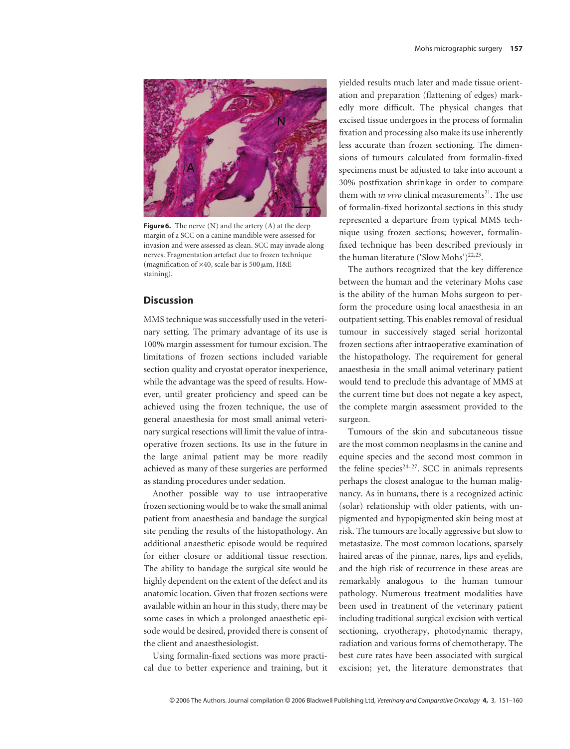**Figure 6.** The nerve (N) and the artery (A) at the deep margin of a SCC on a canine mandible were assessed for invasion and were assessed as clean. SCC may invade along nerves. Fragmentation artefact due to frozen technique (magnification of ×40, scale bar is 500 μm, H&E staining).

## Discussion

MMS technique was successfully used in the veterinary setting. The primary advantage of its use is 100% margin assessment for tumour excision. The limitations of frozen sections included variable section quality and cryostat operator inexperience, while the advantage was the speed of results. However, until greater proficiency and speed can be achieved using the frozen technique, the use of general anaesthesia for most small animal veterinary surgical resections will limit the value of intraoperative frozen sections. Its use in the future in the large animal patient may be more readily achieved as many of these surgeries are performed as standing procedures under sedation.

Another possible way to use intraoperative frozen sectioning would be to wake the small animal patient from anaesthesia and bandage the surgical site pending the results of the histopathology. An additional anaesthetic episode would be required for either closure or additional tissue resection. The ability to bandage the surgical site would be highly dependent on the extent of the defect and its anatomic location. Given that frozen sections were available within an hour in this study, there may be some cases in which a prolonged anaesthetic episode would be desired, provided there is consent of the client and anaesthesiologist.

Using formalin-fixed sections was more practical due to better experience and training, but it yielded results much later and made tissue orientation and preparation (flattening of edges) markedly more difficult. The physical changes that excised tissue undergoes in the process of formalin fixation and processing also make its use inherently less accurate than frozen sectioning. The dimensions of tumours calculated from formalin-fixed specimens must be adjusted to take into account a 30% postfixation shrinkage in order to compare them with *in vivo* clinical measurements[21]. The use of formalin-fixed horizontal sections in this study represented a departure from typical MMS technique using frozen sections; however, formalin-fixed technique has been described previously in the human literature ('Slow Mohs')[22,23].

The authors recognized that the key difference between the human and the veterinary Mohs case is the ability of the human Mohs surgeon to perform the procedure using local anaesthesia in an outpatient setting. This enables removal of residual tumour in successively staged serial horizontal frozen sections after intraoperative examination of the histopathology. The requirement for general anaesthesia in the small animal veterinary patient would tend to preclude this advantage of MMS at the current time but does not negate a key aspect, the complete margin assessment provided to the surgeon.

Tumours of the skin and subcutaneous tissue are the most common neoplasms in the canine and equine species and the second most common in the feline species[24–27]. SCC in animals represents perhaps the closest analogue to the human malignancy. As in humans, there is a recognized actinic (solar) relationship with older patients, with unpigmented and hypopigmented skin being most at risk. The tumours are locally aggressive but slow to metastasize. The most common locations, sparsely haired areas of the pinnae, nares, lips and eyelids, and the high risk of recurrence in these areas are remarkably analogous to the human tumour pathology. Numerous treatment modalities have been used in treatment of the veterinary patient including traditional surgical excision with vertical sectioning, cryotherapy, photodynamic therapy, radiation and various forms of chemotherapy. The best cure rates have been associated with surgical excision; yet, the literature demonstrates that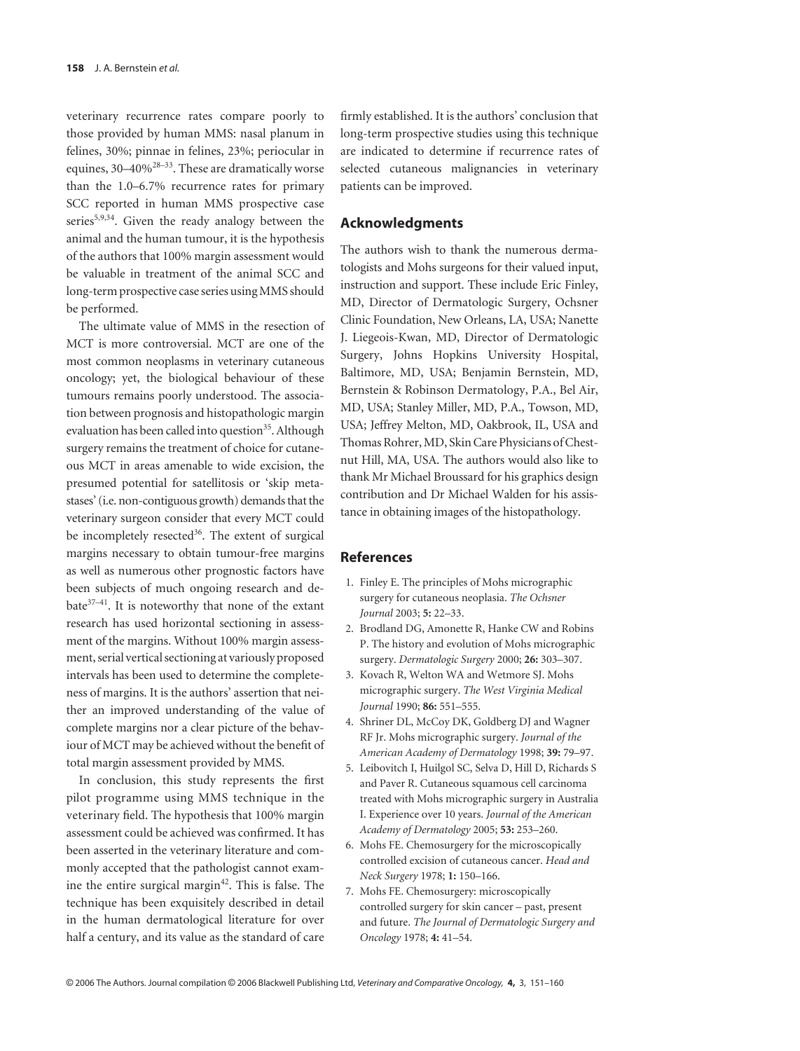veterinary recurrence rates compare poorly to those provided by human MMS: nasal planum in felines, 30%; pinnae in felines, 23%; periocular in equines, 30–40%[28–33]. These are dramatically worse than the 1.0–6.7% recurrence rates for primary SCC reported in human MMS prospective case series[5,9,34]. Given the ready analogy between the animal and the human tumour, it is the hypothesis of the authors that 100% margin assessment would be valuable in treatment of the animal SCC and long-term prospective case series using MMS should be performed.

The ultimate value of MMS in the resection of MCT is more controversial. MCT are one of the most common neoplasms in veterinary cutaneous oncology; yet, the biological behaviour of these tumours remains poorly understood. The association between prognosis and histopathologic margin evaluation has been called into question[35]. Although surgery remains the treatment of choice for cutaneous MCT in areas amenable to wide excision, the presumed potential for satellitosis or 'skip metastases' (i.e. non-contiguous growth) demands that the veterinary surgeon consider that every MCT could be incompletely resected[36]. The extent of surgical margins necessary to obtain tumour-free margins as well as numerous other prognostic factors have been subjects of much ongoing research and debate[37–41]. It is noteworthy that none of the extant research has used horizontal sectioning in assessment of the margins. Without 100% margin assessment, serial vertical sectioning at variously proposed intervals has been used to determine the completeness of margins. It is the authors' assertion that neither an improved understanding of the value of complete margins nor a clear picture of the behaviour of MCT may be achieved without the benefit of total margin assessment provided by MMS.

In conclusion, this study represents the first pilot programme using MMS technique in the veterinary field. The hypothesis that 100% margin assessment could be achieved was confirmed. It has been asserted in the veterinary literature and commonly accepted that the pathologist cannot examine the entire surgical margin[42]. This is false. The technique has been exquisitely described in detail in the human dermatological literature for over half a century, and its value as the standard of care firmly established. It is the authors' conclusion that long-term prospective studies using this technique are indicated to determine if recurrence rates of selected cutaneous malignancies in veterinary patients can be improved.

## Acknowledgments

The authors wish to thank the numerous dermatologists and Mohs surgeons for their valued input, instruction and support. These include Eric Finley, MD, Director of Dermatologic Surgery, Ochsner Clinic Foundation, New Orleans, LA, USA; Nanette J. Liegeois-Kwan, MD, Director of Dermatologic Surgery, Johns Hopkins University Hospital, Baltimore, MD, USA; Benjamin Bernstein, MD, Bernstein & Robinson Dermatology, P.A., Bel Air, MD, USA; Stanley Miller, MD, P.A., Towson, MD, USA; Jeffrey Melton, MD, Oakbrook, IL, USA and Thomas Rohrer, MD, Skin Care Physicians of Chestnut Hill, MA, USA. The authors would also like to thank Mr Michael Broussard for his graphics design contribution and Dr Michael Walden for his assistance in obtaining images of the histopathology.

## References

1. Finley E. The principles of Mohs micrographic surgery for cutaneous neoplasia. *The Ochsner Journal* 2003; **5:** 22–33.
2. Brodland DG, Amonette R, Hanke CW and Robins P. The history and evolution of Mohs micrographic surgery. *Dermatologic Surgery* 2000; **26:** 303–307.
3. Kovach R, Welton WA and Wetmore SJ. Mohs micrographic surgery. *The West Virginia Medical Journal* 1990; **86:** 551–555.
4. Shriner DL, McCoy DK, Goldberg DJ and Wagner RF Jr. Mohs micrographic surgery. *Journal of the American Academy of Dermatology* 1998; **39:** 79–97.
5. Leibovitch I, Huilgol SC, Selva D, Hill D, Richards S and Paver R. Cutaneous squamous cell carcinoma treated with Mohs micrographic surgery in Australia I. Experience over 10 years. *Journal of the American Academy of Dermatology* 2005; **53:** 253–260.
6. Mohs FE. Chemosurgery for the microscopically controlled excision of cutaneous cancer. *Head and Neck Surgery* 1978; **1:** 150–166.
7. Mohs FE. Chemosurgery: microscopically controlled surgery for skin cancer – past, present and future. *The Journal of Dermatologic Surgery and Oncology* 1978; **4:** 41–54.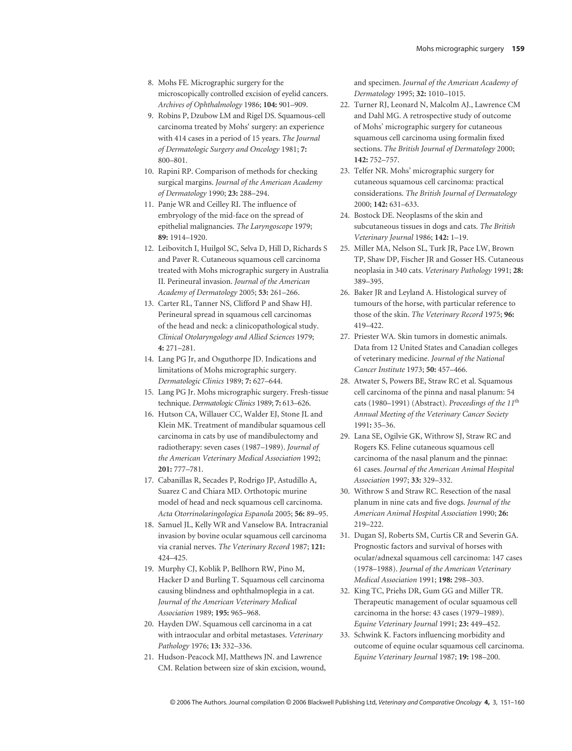8. Mohs FE. Micrographic surgery for the microscopically controlled excision of eyelid cancers. *Archives of Ophthalmology* 1986; **104:** 901–909.
9. Robins P, Dzubow LM and Rigel DS. Squamous-cell carcinoma treated by Mohs' surgery: an experience with 414 cases in a period of 15 years. *The Journal of Dermatologic Surgery and Oncology* 1981; **7:** 800–801.
10. Rapini RP. Comparison of methods for checking surgical margins. *Journal of the American Academy of Dermatology* 1990; **23:** 288–294.
11. Panje WR and Ceilley RI. The influence of embryology of the mid-face on the spread of epithelial malignancies. *The Laryngoscope* 1979; **89:** 1914–1920.
12. Leibovitch I, Huilgol SC, Selva D, Hill D, Richards S and Paver R. Cutaneous squamous cell carcinoma treated with Mohs micrographic surgery in Australia II. Perineural invasion. *Journal of the American Academy of Dermatology* 2005; **53:** 261–266.
13. Carter RL, Tanner NS, Clifford P and Shaw HJ. Perineural spread in squamous cell carcinomas of the head and neck: a clinicopathological study. *Clinical Otolaryngology and Allied Sciences* 1979; **4:** 271–281.
14. Lang PG Jr, and Osguthorpe JD. Indications and limitations of Mohs micrographic surgery. *Dermatologic Clinics* 1989; **7:** 627–644.
15. Lang PG Jr. Mohs micrographic surgery. Fresh-tissue technique. *Dermatologic Clinics* 1989; **7:** 613–626.
16. Hutson CA, Willauer CC, Walder EJ, Stone JL and Klein MK. Treatment of mandibular squamous cell carcinoma in cats by use of mandibulectomy and radiotherapy: seven cases (1987–1989). *Journal of the American Veterinary Medical Association* 1992; **201:** 777–781.
17. Cabanillas R, Secades P, Rodrigo JP, Astudillo A, Suarez C and Chiara MD. Orthotopic murine model of head and neck squamous cell carcinoma. *Acta Otorrinolaringologica Espanola* 2005; **56:** 89–95.
18. Samuel JL, Kelly WR and Vanselow BA. Intracranial invasion by bovine ocular squamous cell carcinoma via cranial nerves. *The Veterinary Record* 1987; **121:** 424–425.
19. Murphy CJ, Koblik P, Bellhorn RW, Pino M, Hacker D and Burling T. Squamous cell carcinoma causing blindness and ophthalmoplegia in a cat. *Journal of the American Veterinary Medical Association* 1989; **195:** 965–968.
20. Hayden DW. Squamous cell carcinoma in a cat with intraocular and orbital metastases. *Veterinary Pathology* 1976; **13:** 332–336.
21. Hudson-Peacock MJ, Matthews JN. and Lawrence CM. Relation between size of skin excision, wound, and specimen. *Journal of the American Academy of Dermatology* 1995; **32:** 1010–1015.
22. Turner RJ, Leonard N, Malcolm AJ., Lawrence CM and Dahl MG. A retrospective study of outcome of Mohs' micrographic surgery for cutaneous squamous cell carcinoma using formalin fixed sections. *The British Journal of Dermatology* 2000; **142:** 752–757.
23. Telfer NR. Mohs' micrographic surgery for cutaneous squamous cell carcinoma: practical considerations. *The British Journal of Dermatology* 2000; **142:** 631–633.
24. Bostock DE. Neoplasms of the skin and subcutaneous tissues in dogs and cats. *The British Veterinary Journal* 1986; **142:** 1–19.
25. Miller MA, Nelson SL, Turk JR, Pace LW, Brown TP, Shaw DP, Fischer JR and Gosser HS. Cutaneous neoplasia in 340 cats. *Veterinary Pathology* 1991; **28:** 389–395.
26. Baker JR and Leyland A. Histological survey of tumours of the horse, with particular reference to those of the skin. *The Veterinary Record* 1975; **96:** 419–422.
27. Priester WA. Skin tumors in domestic animals. Data from 12 United States and Canadian colleges of veterinary medicine. *Journal of the National Cancer Institute* 1973; **50:** 457–466.
28. Atwater S, Powers BE, Straw RC et al. Squamous cell carcinoma of the pinna and nasal planum: 54 cats (1980–1991) (Abstract). *Proceedings of the 11th Annual Meeting of the Veterinary Cancer Society* 1991**:** 35–36.
29. Lana SE, Ogilvie GK, Withrow SJ, Straw RC and Rogers KS. Feline cutaneous squamous cell carcinoma of the nasal planum and the pinnae: 61 cases. *Journal of the American Animal Hospital Association* 1997; **33:** 329–332.
30. Withrow S and Straw RC. Resection of the nasal planum in nine cats and five dogs. *Journal of the American Animal Hospital Association* 1990; **26:** 219–222.
31. Dugan SJ, Roberts SM, Curtis CR and Severin GA. Prognostic factors and survival of horses with ocular/adnexal squamous cell carcinoma: 147 cases (1978–1988). *Journal of the American Veterinary Medical Association* 1991; **198:** 298–303.
32. King TC, Priehs DR, Gum GG and Miller TR. Therapeutic management of ocular squamous cell carcinoma in the horse: 43 cases (1979–1989). *Equine Veterinary Journal* 1991; **23:** 449–452.
33. Schwink K. Factors influencing morbidity and outcome of equine ocular squamous cell carcinoma. *Equine Veterinary Journal* 1987; **19:** 198–200.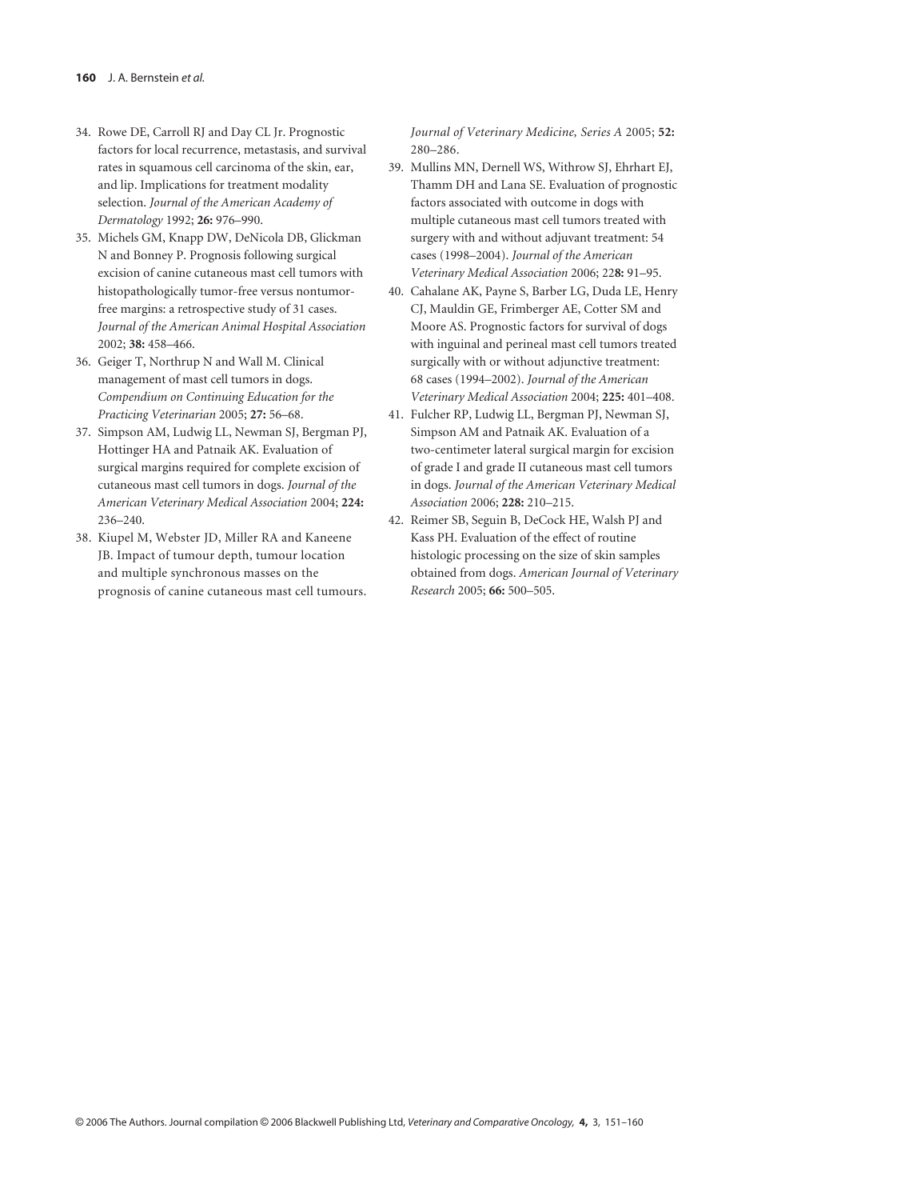34. Rowe DE, Carroll RJ and Day CL Jr. Prognostic factors for local recurrence, metastasis, and survival rates in squamous cell carcinoma of the skin, ear, and lip. Implications for treatment modality selection. *Journal of the American Academy of Dermatology* 1992; **26:** 976–990.
35. Michels GM, Knapp DW, DeNicola DB, Glickman N and Bonney P. Prognosis following surgical excision of canine cutaneous mast cell tumors with histopathologically tumor-free versus nontumor-free margins: a retrospective study of 31 cases. *Journal of the American Animal Hospital Association* 2002; **38:** 458–466.
36. Geiger T, Northrup N and Wall M. Clinical management of mast cell tumors in dogs. *Compendium on Continuing Education for the Practicing Veterinarian* 2005; **27:** 56–68.
37. Simpson AM, Ludwig LL, Newman SJ, Bergman PJ, Hottinger HA and Patnaik AK. Evaluation of surgical margins required for complete excision of cutaneous mast cell tumors in dogs. *Journal of the American Veterinary Medical Association* 2004; **224:** 236–240.
38. Kiupel M, Webster JD, Miller RA and Kaneene JB. Impact of tumour depth, tumour location and multiple synchronous masses on the prognosis of canine cutaneous mast cell tumours. *Journal of Veterinary Medicine, Series A* 2005; **52:** 280–286.
39. Mullins MN, Dernell WS, Withrow SJ, Ehrhart EJ, Thamm DH and Lana SE. Evaluation of prognostic factors associated with outcome in dogs with multiple cutaneous mast cell tumors treated with surgery with and without adjuvant treatment: 54 cases (1998–2004). *Journal of the American Veterinary Medical Association* 2006; 22**8:** 91–95.
40. Cahalane AK, Payne S, Barber LG, Duda LE, Henry CJ, Mauldin GE, Frimberger AE, Cotter SM and Moore AS. Prognostic factors for survival of dogs with inguinal and perineal mast cell tumors treated surgically with or without adjunctive treatment: 68 cases (1994–2002). *Journal of the American Veterinary Medical Association* 2004; **225:** 401–408.
41. Fulcher RP, Ludwig LL, Bergman PJ, Newman SJ, Simpson AM and Patnaik AK. Evaluation of a two-centimeter lateral surgical margin for excision of grade I and grade II cutaneous mast cell tumors in dogs. *Journal of the American Veterinary Medical Association* 2006; **228:** 210–215.
42. Reimer SB, Seguin B, DeCock HE, Walsh PJ and Kass PH. Evaluation of the effect of routine histologic processing on the size of skin samples obtained from dogs. *American Journal of Veterinary Research* 2005; **66:** 500–505.